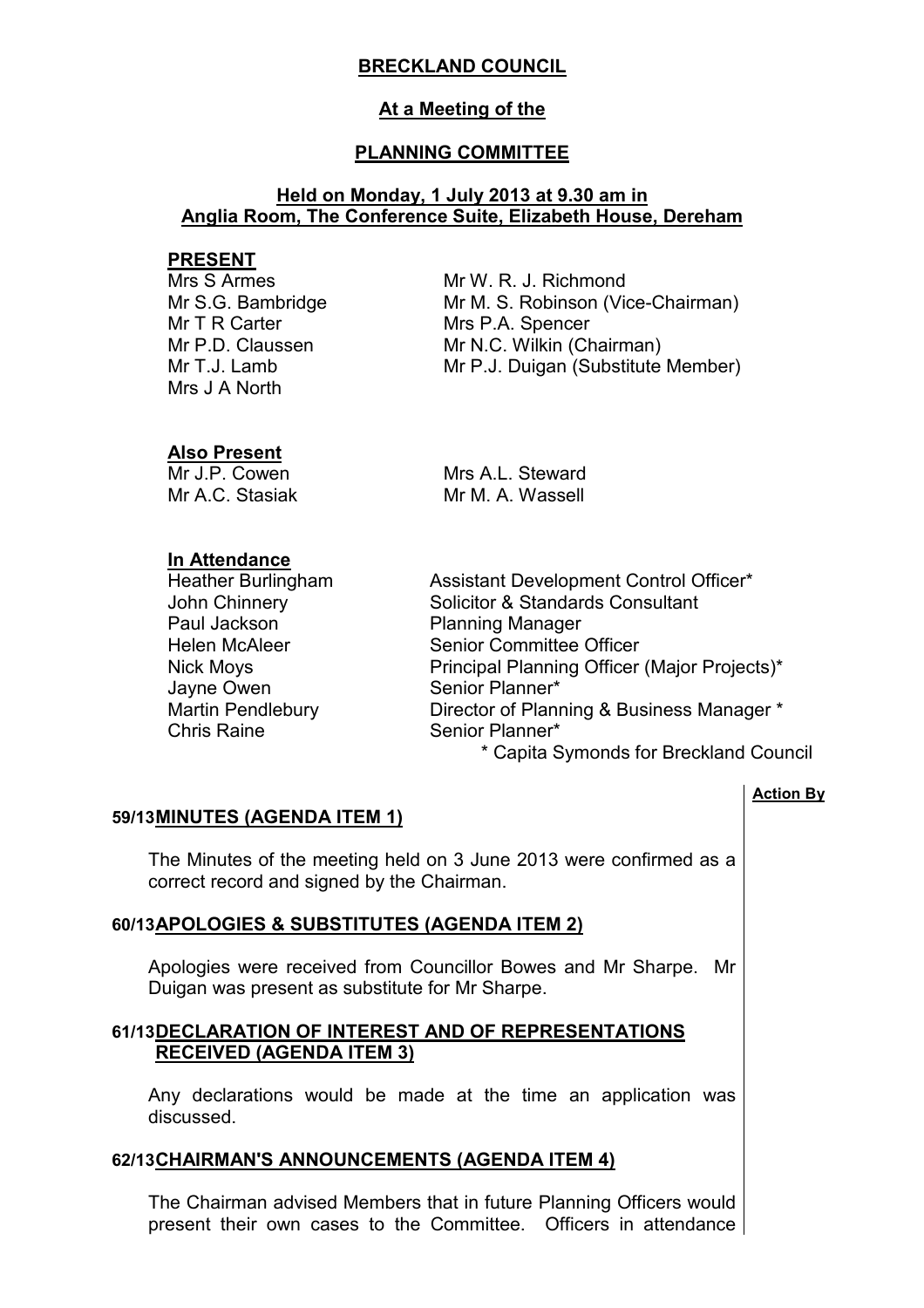# BRECKLAND COUNCIL

## At a Meeting of the

## PLANNING COMMITTEE

### Held on Monday, 1 July 2013 at 9.30 am in Anglia Room, The Conference Suite, Elizabeth House, Dereham

**PRESENT**

Mrs S Armes
Mr S.G. Bambridge
Mr T R Carter
Mr P.D. Claussen
Mr T.J. Lamb
Mrs J A North
Mr W. R. J. Richmond
Mr M. S. Robinson (Vice-Chairman)
Mrs P.A. Spencer
Mr N.C. Wilkin (Chairman)
Mr P.J. Duigan (Substitute Member)

**Also Present**

Mr J.P. Cowen
Mr A.C. Stasiak
Mrs A.L. Steward
Mr M. A. Wassell

**In Attendance**

| | |
|---|---|
| Heather Burlingham | Assistant Development Control Officer* |
| John Chinnery | Solicitor & Standards Consultant |
| Paul Jackson | Planning Manager |
| Helen McAleer | Senior Committee Officer |
| Nick Moys | Principal Planning Officer (Major Projects)* |
| Jayne Owen | Senior Planner* |
| Martin Pendlebury | Director of Planning & Business Manager * |
| Chris Raine | Senior Planner* |

\* Capita Symonds for Breckland Council

**Action By**

**59/13 MINUTES (AGENDA ITEM 1)**

The Minutes of the meeting held on 3 June 2013 were confirmed as a correct record and signed by the Chairman.

**60/13 APOLOGIES & SUBSTITUTES (AGENDA ITEM 2)**

Apologies were received from Councillor Bowes and Mr Sharpe. Mr Duigan was present as substitute for Mr Sharpe.

**61/13 DECLARATION OF INTEREST AND OF REPRESENTATIONS RECEIVED (AGENDA ITEM 3)**

Any declarations would be made at the time an application was discussed.

**62/13 CHAIRMAN'S ANNOUNCEMENTS (AGENDA ITEM 4)**

The Chairman advised Members that in future Planning Officers would present their own cases to the Committee. Officers in attendance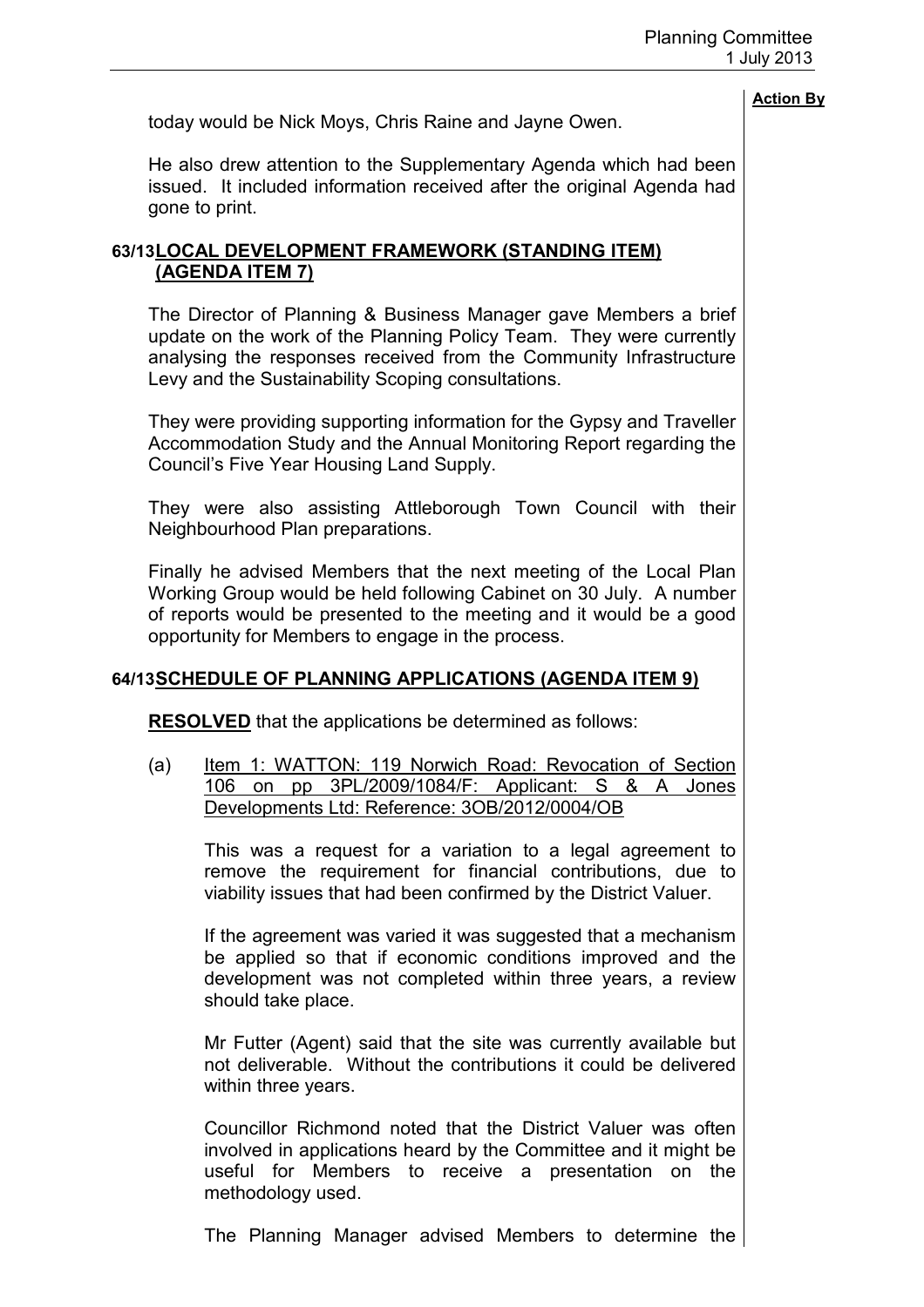**Action By**

today would be Nick Moys, Chris Raine and Jayne Owen.

He also drew attention to the Supplementary Agenda which had been issued. It included information received after the original Agenda had gone to print.

## 63/13 LOCAL DEVELOPMENT FRAMEWORK (STANDING ITEM) (AGENDA ITEM 7)

The Director of Planning & Business Manager gave Members a brief update on the work of the Planning Policy Team. They were currently analysing the responses received from the Community Infrastructure Levy and the Sustainability Scoping consultations.

They were providing supporting information for the Gypsy and Traveller Accommodation Study and the Annual Monitoring Report regarding the Council's Five Year Housing Land Supply.

They were also assisting Attleborough Town Council with their Neighbourhood Plan preparations.

Finally he advised Members that the next meeting of the Local Plan Working Group would be held following Cabinet on 30 July. A number of reports would be presented to the meeting and it would be a good opportunity for Members to engage in the process.

## 64/13 SCHEDULE OF PLANNING APPLICATIONS (AGENDA ITEM 9)

**RESOLVED** that the applications be determined as follows:

(a) Item 1: WATTON: 119 Norwich Road: Revocation of Section 106 on pp 3PL/2009/1084/F: Applicant: S & A Jones Developments Ltd: Reference: 3OB/2012/0004/OB

This was a request for a variation to a legal agreement to remove the requirement for financial contributions, due to viability issues that had been confirmed by the District Valuer.

If the agreement was varied it was suggested that a mechanism be applied so that if economic conditions improved and the development was not completed within three years, a review should take place.

Mr Futter (Agent) said that the site was currently available but not deliverable. Without the contributions it could be delivered within three years.

Councillor Richmond noted that the District Valuer was often involved in applications heard by the Committee and it might be useful for Members to receive a presentation on the methodology used.

The Planning Manager advised Members to determine the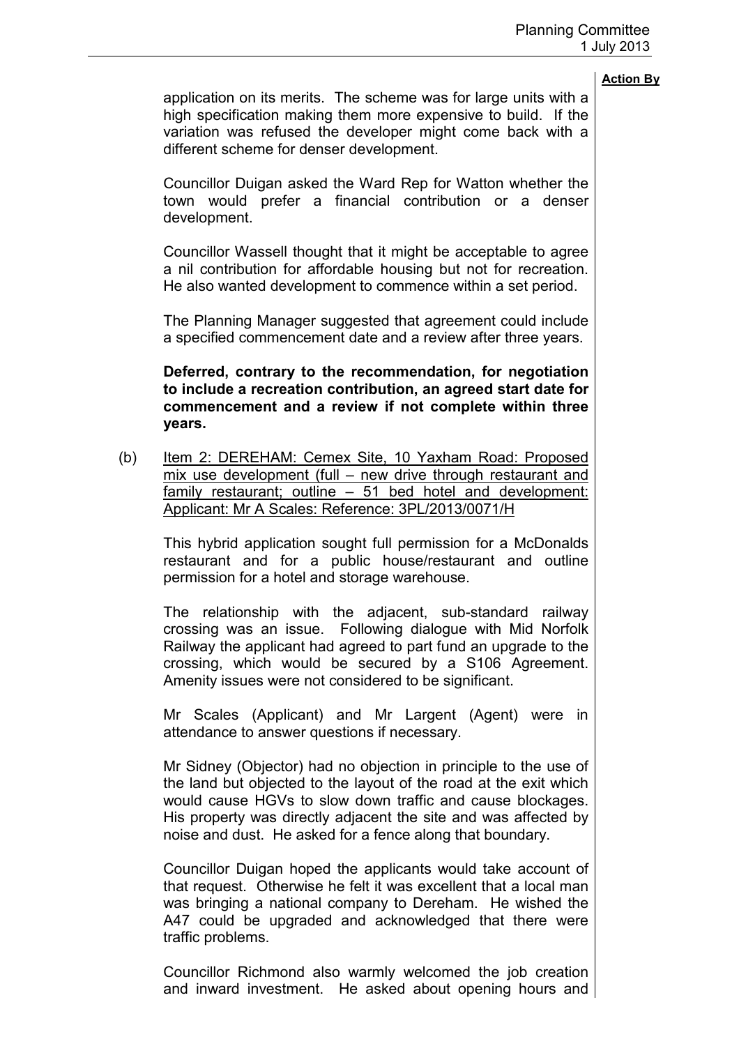**Action By**

application on its merits. The scheme was for large units with a high specification making them more expensive to build. If the variation was refused the developer might come back with a different scheme for denser development.

Councillor Duigan asked the Ward Rep for Watton whether the town would prefer a financial contribution or a denser development.

Councillor Wassell thought that it might be acceptable to agree a nil contribution for affordable housing but not for recreation. He also wanted development to commence within a set period.

The Planning Manager suggested that agreement could include a specified commencement date and a review after three years.

**Deferred, contrary to the recommendation, for negotiation to include a recreation contribution, an agreed start date for commencement and a review if not complete within three years.**

(b) Item 2: DEREHAM: Cemex Site, 10 Yaxham Road: Proposed mix use development (full – new drive through restaurant and family restaurant; outline – 51 bed hotel and development: Applicant: Mr A Scales: Reference: 3PL/2013/0071/H

This hybrid application sought full permission for a McDonalds restaurant and for a public house/restaurant and outline permission for a hotel and storage warehouse.

The relationship with the adjacent, sub-standard railway crossing was an issue. Following dialogue with Mid Norfolk Railway the applicant had agreed to part fund an upgrade to the crossing, which would be secured by a S106 Agreement. Amenity issues were not considered to be significant.

Mr Scales (Applicant) and Mr Largent (Agent) were in attendance to answer questions if necessary.

Mr Sidney (Objector) had no objection in principle to the use of the land but objected to the layout of the road at the exit which would cause HGVs to slow down traffic and cause blockages. His property was directly adjacent the site and was affected by noise and dust. He asked for a fence along that boundary.

Councillor Duigan hoped the applicants would take account of that request. Otherwise he felt it was excellent that a local man was bringing a national company to Dereham. He wished the A47 could be upgraded and acknowledged that there were traffic problems.

Councillor Richmond also warmly welcomed the job creation and inward investment. He asked about opening hours and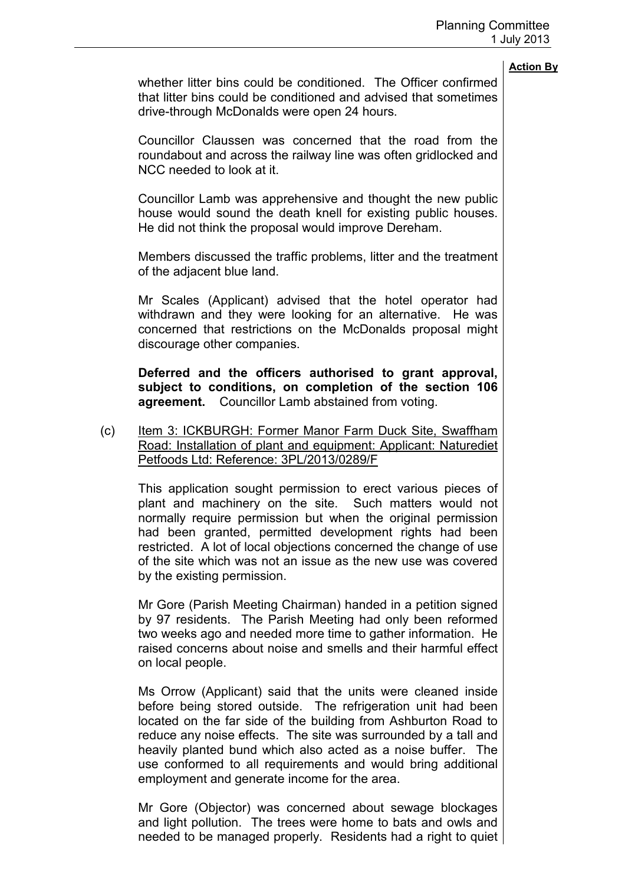**Action By**

whether litter bins could be conditioned. The Officer confirmed that litter bins could be conditioned and advised that sometimes drive-through McDonalds were open 24 hours.

Councillor Claussen was concerned that the road from the roundabout and across the railway line was often gridlocked and NCC needed to look at it.

Councillor Lamb was apprehensive and thought the new public house would sound the death knell for existing public houses. He did not think the proposal would improve Dereham.

Members discussed the traffic problems, litter and the treatment of the adjacent blue land.

Mr Scales (Applicant) advised that the hotel operator had withdrawn and they were looking for an alternative. He was concerned that restrictions on the McDonalds proposal might discourage other companies.

**Deferred and the officers authorised to grant approval, subject to conditions, on completion of the section 106 agreement.** Councillor Lamb abstained from voting.

(c) Item 3: ICKBURGH: Former Manor Farm Duck Site, Swaffham Road: Installation of plant and equipment: Applicant: Naturediet Petfoods Ltd: Reference: 3PL/2013/0289/F

This application sought permission to erect various pieces of plant and machinery on the site. Such matters would not normally require permission but when the original permission had been granted, permitted development rights had been restricted. A lot of local objections concerned the change of use of the site which was not an issue as the new use was covered by the existing permission.

Mr Gore (Parish Meeting Chairman) handed in a petition signed by 97 residents. The Parish Meeting had only been reformed two weeks ago and needed more time to gather information. He raised concerns about noise and smells and their harmful effect on local people.

Ms Orrow (Applicant) said that the units were cleaned inside before being stored outside. The refrigeration unit had been located on the far side of the building from Ashburton Road to reduce any noise effects. The site was surrounded by a tall and heavily planted bund which also acted as a noise buffer. The use conformed to all requirements and would bring additional employment and generate income for the area.

Mr Gore (Objector) was concerned about sewage blockages and light pollution. The trees were home to bats and owls and needed to be managed properly. Residents had a right to quiet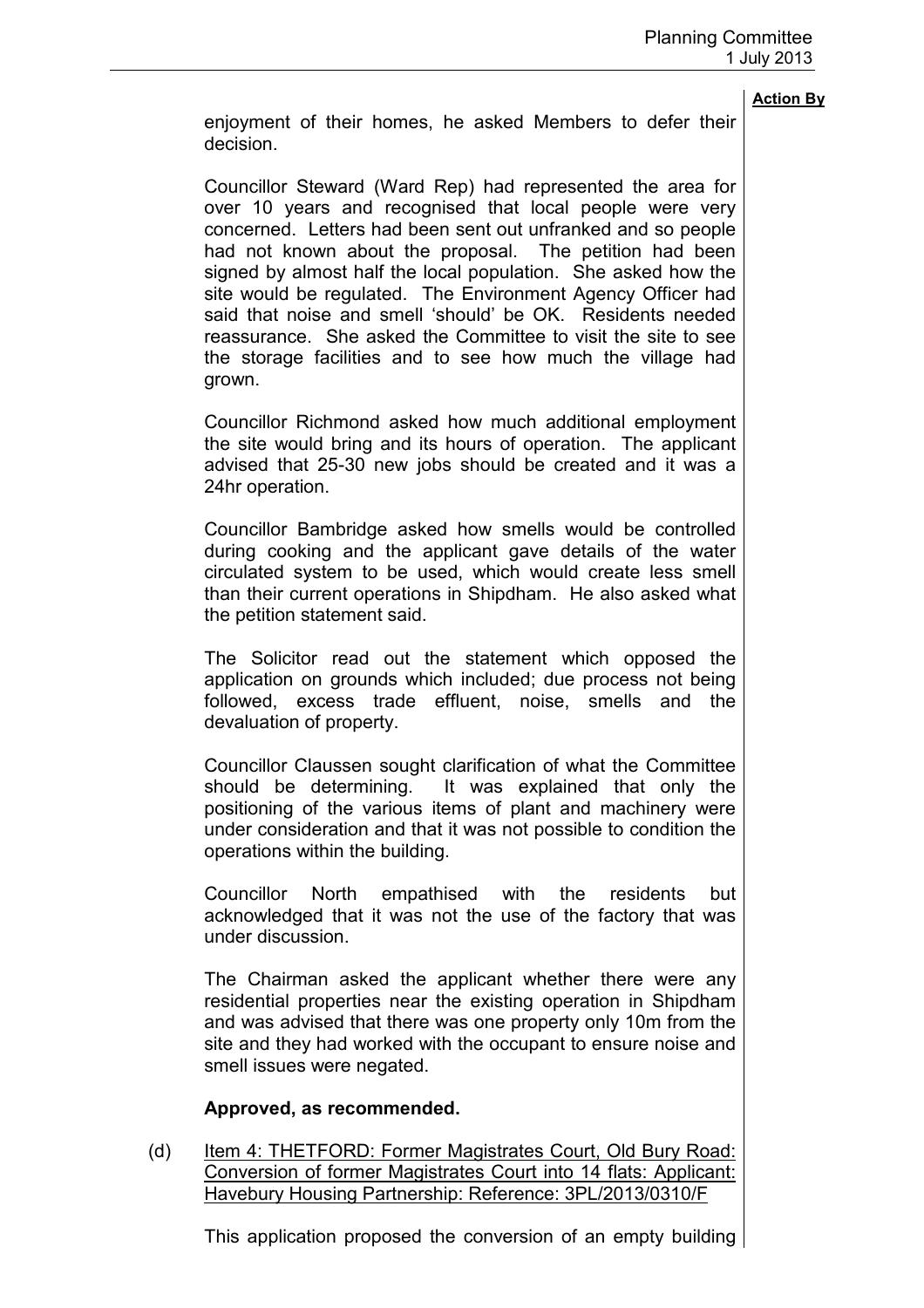**Action By**

enjoyment of their homes, he asked Members to defer their decision.

Councillor Steward (Ward Rep) had represented the area for over 10 years and recognised that local people were very concerned. Letters had been sent out unfranked and so people had not known about the proposal. The petition had been signed by almost half the local population. She asked how the site would be regulated. The Environment Agency Officer had said that noise and smell 'should' be OK. Residents needed reassurance. She asked the Committee to visit the site to see the storage facilities and to see how much the village had grown.

Councillor Richmond asked how much additional employment the site would bring and its hours of operation. The applicant advised that 25-30 new jobs should be created and it was a 24hr operation.

Councillor Bambridge asked how smells would be controlled during cooking and the applicant gave details of the water circulated system to be used, which would create less smell than their current operations in Shipdham. He also asked what the petition statement said.

The Solicitor read out the statement which opposed the application on grounds which included; due process not being followed, excess trade effluent, noise, smells and the devaluation of property.

Councillor Claussen sought clarification of what the Committee should be determining. It was explained that only the positioning of the various items of plant and machinery were under consideration and that it was not possible to condition the operations within the building.

Councillor North empathised with the residents but acknowledged that it was not the use of the factory that was under discussion.

The Chairman asked the applicant whether there were any residential properties near the existing operation in Shipdham and was advised that there was one property only 10m from the site and they had worked with the occupant to ensure noise and smell issues were negated.

**Approved, as recommended.**

(d) Item 4: THETFORD: Former Magistrates Court, Old Bury Road: Conversion of former Magistrates Court into 14 flats: Applicant: Havebury Housing Partnership: Reference: 3PL/2013/0310/F

This application proposed the conversion of an empty building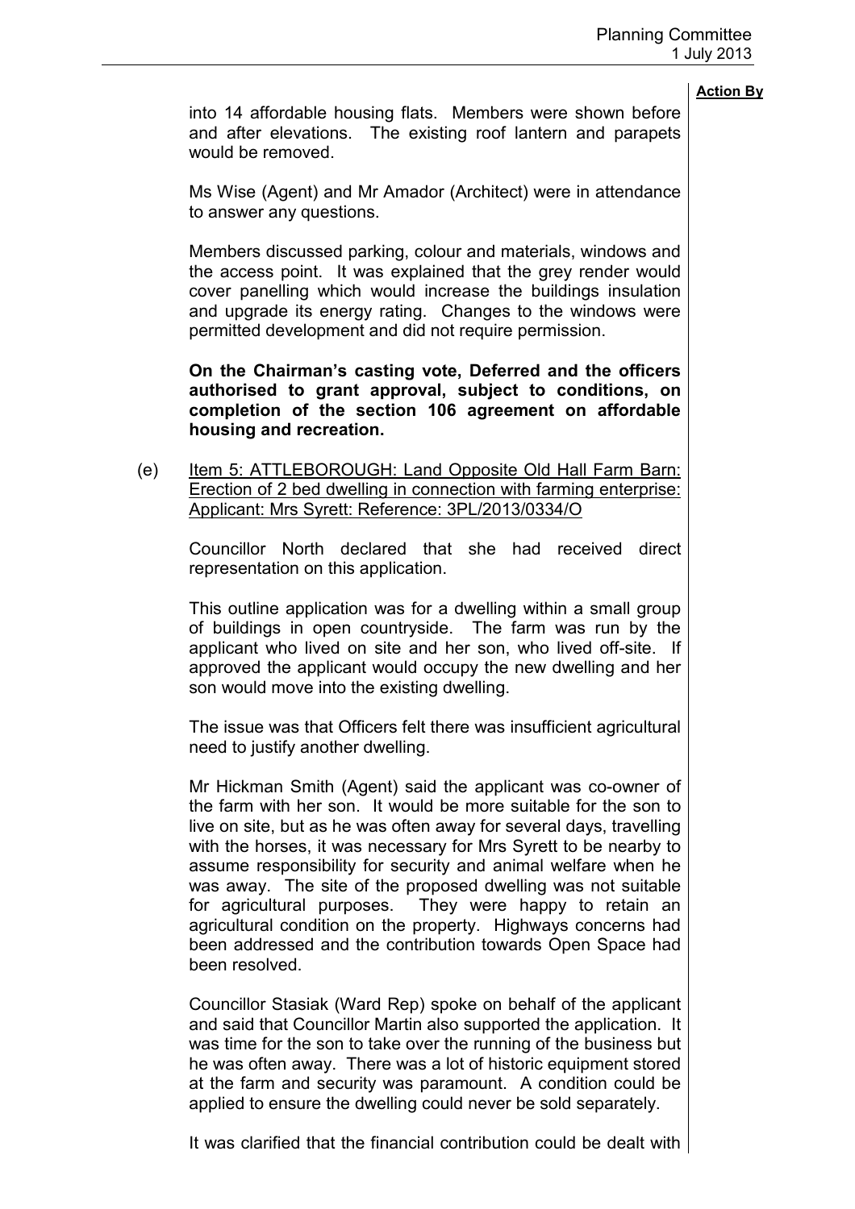into 14 affordable housing flats. Members were shown before and after elevations. The existing roof lantern and parapets would be removed.

Ms Wise (Agent) and Mr Amador (Architect) were in attendance to answer any questions.

Members discussed parking, colour and materials, windows and the access point. It was explained that the grey render would cover panelling which would increase the buildings insulation and upgrade its energy rating. Changes to the windows were permitted development and did not require permission.

**On the Chairman's casting vote, Deferred and the officers authorised to grant approval, subject to conditions, on completion of the section 106 agreement on affordable housing and recreation.**

(e) Item 5: ATTLEBOROUGH: Land Opposite Old Hall Farm Barn: Erection of 2 bed dwelling in connection with farming enterprise: Applicant: Mrs Syrett: Reference: 3PL/2013/0334/O

Councillor North declared that she had received direct representation on this application.

This outline application was for a dwelling within a small group of buildings in open countryside. The farm was run by the applicant who lived on site and her son, who lived off-site. If approved the applicant would occupy the new dwelling and her son would move into the existing dwelling.

The issue was that Officers felt there was insufficient agricultural need to justify another dwelling.

Mr Hickman Smith (Agent) said the applicant was co-owner of the farm with her son. It would be more suitable for the son to live on site, but as he was often away for several days, travelling with the horses, it was necessary for Mrs Syrett to be nearby to assume responsibility for security and animal welfare when he was away. The site of the proposed dwelling was not suitable for agricultural purposes. They were happy to retain an agricultural condition on the property. Highways concerns had been addressed and the contribution towards Open Space had been resolved.

Councillor Stasiak (Ward Rep) spoke on behalf of the applicant and said that Councillor Martin also supported the application. It was time for the son to take over the running of the business but he was often away. There was a lot of historic equipment stored at the farm and security was paramount. A condition could be applied to ensure the dwelling could never be sold separately.

It was clarified that the financial contribution could be dealt with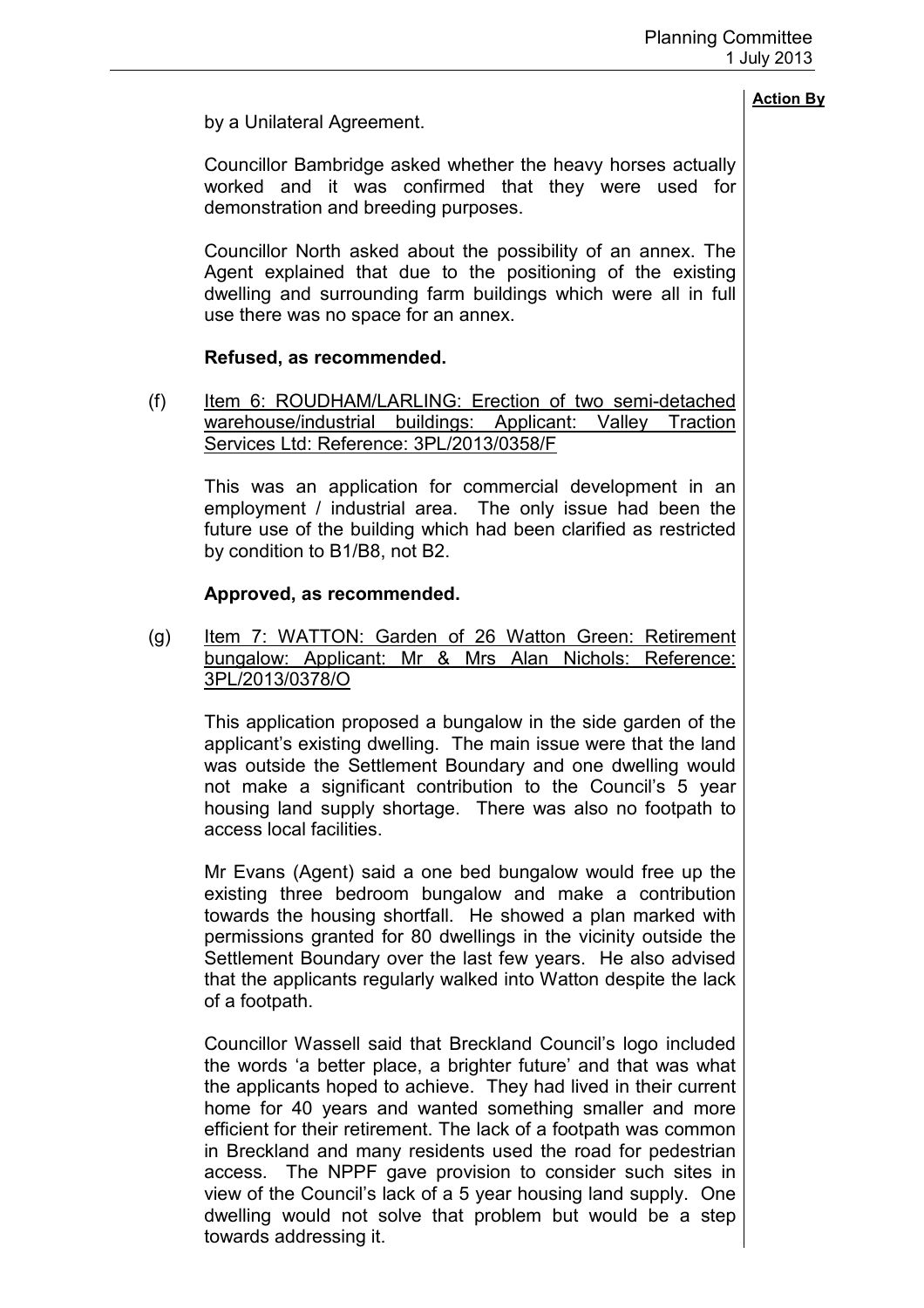**Action By**

by a Unilateral Agreement.

Councillor Bambridge asked whether the heavy horses actually worked and it was confirmed that they were used for demonstration and breeding purposes.

Councillor North asked about the possibility of an annex. The Agent explained that due to the positioning of the existing dwelling and surrounding farm buildings which were all in full use there was no space for an annex.

**Refused, as recommended.**

(f) <u>Item 6: ROUDHAM/LARLING: Erection of two semi-detached warehouse/industrial buildings: Applicant: Valley Traction Services Ltd: Reference: 3PL/2013/0358/F</u>

This was an application for commercial development in an employment / industrial area. The only issue had been the future use of the building which had been clarified as restricted by condition to B1/B8, not B2.

**Approved, as recommended.**

(g) <u>Item 7: WATTON: Garden of 26 Watton Green: Retirement bungalow: Applicant: Mr & Mrs Alan Nichols: Reference: 3PL/2013/0378/O</u>

This application proposed a bungalow in the side garden of the applicant's existing dwelling. The main issue were that the land was outside the Settlement Boundary and one dwelling would not make a significant contribution to the Council's 5 year housing land supply shortage. There was also no footpath to access local facilities.

Mr Evans (Agent) said a one bed bungalow would free up the existing three bedroom bungalow and make a contribution towards the housing shortfall. He showed a plan marked with permissions granted for 80 dwellings in the vicinity outside the Settlement Boundary over the last few years. He also advised that the applicants regularly walked into Watton despite the lack of a footpath.

Councillor Wassell said that Breckland Council's logo included the words 'a better place, a brighter future' and that was what the applicants hoped to achieve. They had lived in their current home for 40 years and wanted something smaller and more efficient for their retirement. The lack of a footpath was common in Breckland and many residents used the road for pedestrian access. The NPPF gave provision to consider such sites in view of the Council's lack of a 5 year housing land supply. One dwelling would not solve that problem but would be a step towards addressing it.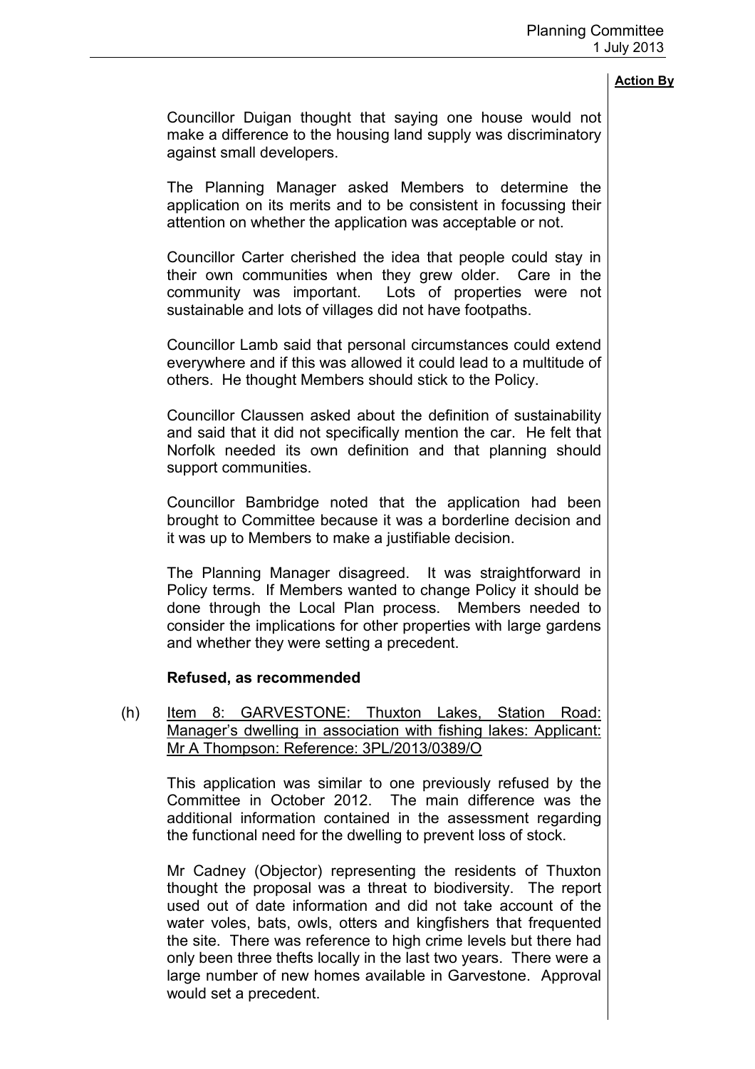Councillor Duigan thought that saying one house would not make a difference to the housing land supply was discriminatory against small developers.

The Planning Manager asked Members to determine the application on its merits and to be consistent in focussing their attention on whether the application was acceptable or not.

Councillor Carter cherished the idea that people could stay in their own communities when they grew older. Care in the community was important. Lots of properties were not sustainable and lots of villages did not have footpaths.

Councillor Lamb said that personal circumstances could extend everywhere and if this was allowed it could lead to a multitude of others. He thought Members should stick to the Policy.

Councillor Claussen asked about the definition of sustainability and said that it did not specifically mention the car. He felt that Norfolk needed its own definition and that planning should support communities.

Councillor Bambridge noted that the application had been brought to Committee because it was a borderline decision and it was up to Members to make a justifiable decision.

The Planning Manager disagreed. It was straightforward in Policy terms. If Members wanted to change Policy it should be done through the Local Plan process. Members needed to consider the implications for other properties with large gardens and whether they were setting a precedent.

**Refused, as recommended**

(h) Item 8: GARVESTONE: Thuxton Lakes, Station Road: Manager's dwelling in association with fishing lakes: Applicant: Mr A Thompson: Reference: 3PL/2013/0389/O

This application was similar to one previously refused by the Committee in October 2012. The main difference was the additional information contained in the assessment regarding the functional need for the dwelling to prevent loss of stock.

Mr Cadney (Objector) representing the residents of Thuxton thought the proposal was a threat to biodiversity. The report used out of date information and did not take account of the water voles, bats, owls, otters and kingfishers that frequented the site. There was reference to high crime levels but there had only been three thefts locally in the last two years. There were a large number of new homes available in Garvestone. Approval would set a precedent.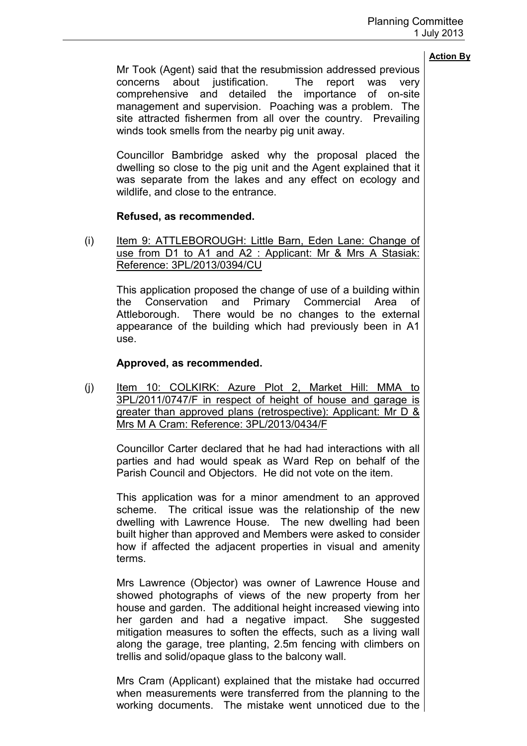**Action By**

Mr Took (Agent) said that the resubmission addressed previous concerns about justification. The report was very comprehensive and detailed the importance of on-site management and supervision. Poaching was a problem. The site attracted fishermen from all over the country. Prevailing winds took smells from the nearby pig unit away.

Councillor Bambridge asked why the proposal placed the dwelling so close to the pig unit and the Agent explained that it was separate from the lakes and any effect on ecology and wildlife, and close to the entrance.

**Refused, as recommended.**

(i) Item 9: ATTLEBOROUGH: Little Barn, Eden Lane: Change of use from D1 to A1 and A2 : Applicant: Mr & Mrs A Stasiak: Reference: 3PL/2013/0394/CU

This application proposed the change of use of a building within the Conservation and Primary Commercial Area of Attleborough. There would be no changes to the external appearance of the building which had previously been in A1 use.

**Approved, as recommended.**

(j) Item 10: COLKIRK: Azure Plot 2, Market Hill: MMA to 3PL/2011/0747/F in respect of height of house and garage is greater than approved plans (retrospective): Applicant: Mr D & Mrs M A Cram: Reference: 3PL/2013/0434/F

Councillor Carter declared that he had had interactions with all parties and had would speak as Ward Rep on behalf of the Parish Council and Objectors. He did not vote on the item.

This application was for a minor amendment to an approved scheme. The critical issue was the relationship of the new dwelling with Lawrence House. The new dwelling had been built higher than approved and Members were asked to consider how if affected the adjacent properties in visual and amenity terms.

Mrs Lawrence (Objector) was owner of Lawrence House and showed photographs of views of the new property from her house and garden. The additional height increased viewing into her garden and had a negative impact. She suggested mitigation measures to soften the effects, such as a living wall along the garage, tree planting, 2.5m fencing with climbers on trellis and solid/opaque glass to the balcony wall.

Mrs Cram (Applicant) explained that the mistake had occurred when measurements were transferred from the planning to the working documents. The mistake went unnoticed due to the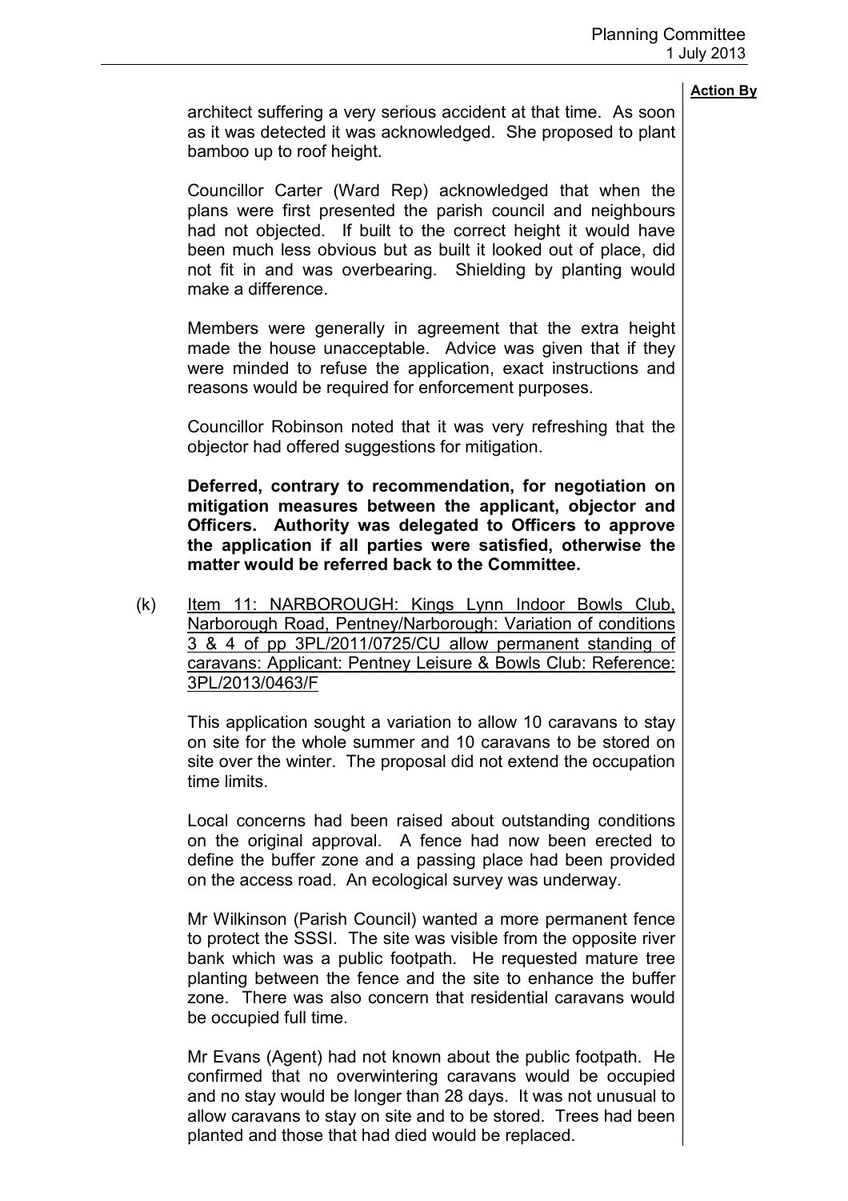architect suffering a very serious accident at that time. As soon as it was detected it was acknowledged. She proposed to plant bamboo up to roof height.

Councillor Carter (Ward Rep) acknowledged that when the plans were first presented the parish council and neighbours had not objected. If built to the correct height it would have been much less obvious but as built it looked out of place, did not fit in and was overbearing. Shielding by planting would make a difference.

Members were generally in agreement that the extra height made the house unacceptable. Advice was given that if they were minded to refuse the application, exact instructions and reasons would be required for enforcement purposes.

Councillor Robinson noted that it was very refreshing that the objector had offered suggestions for mitigation.

**Deferred, contrary to recommendation, for negotiation on mitigation measures between the applicant, objector and Officers. Authority was delegated to Officers to approve the application if all parties were satisfied, otherwise the matter would be referred back to the Committee.**

(k) Item 11: NARBOROUGH: Kings Lynn Indoor Bowls Club, Narborough Road, Pentney/Narborough: Variation of conditions 3 & 4 of pp 3PL/2011/0725/CU allow permanent standing of caravans: Applicant: Pentney Leisure & Bowls Club: Reference: 3PL/2013/0463/F

This application sought a variation to allow 10 caravans to stay on site for the whole summer and 10 caravans to be stored on site over the winter. The proposal did not extend the occupation time limits.

Local concerns had been raised about outstanding conditions on the original approval. A fence had now been erected to define the buffer zone and a passing place had been provided on the access road. An ecological survey was underway.

Mr Wilkinson (Parish Council) wanted a more permanent fence to protect the SSSI. The site was visible from the opposite river bank which was a public footpath. He requested mature tree planting between the fence and the site to enhance the buffer zone. There was also concern that residential caravans would be occupied full time.

Mr Evans (Agent) had not known about the public footpath. He confirmed that no overwintering caravans would be occupied and no stay would be longer than 28 days. It was not unusual to allow caravans to stay on site and to be stored. Trees had been planted and those that had died would be replaced.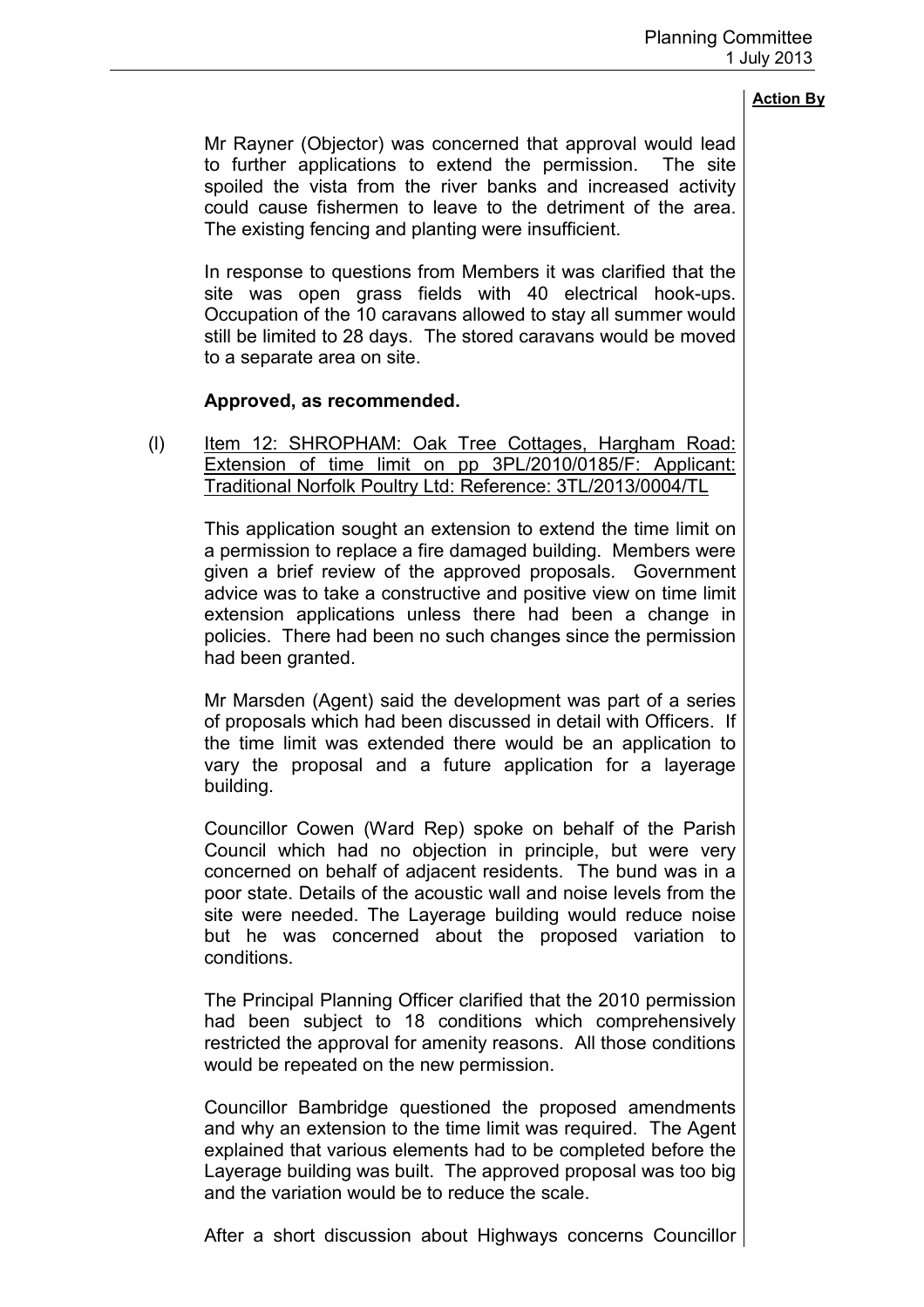**Action By**

Mr Rayner (Objector) was concerned that approval would lead to further applications to extend the permission. The site spoiled the vista from the river banks and increased activity could cause fishermen to leave to the detriment of the area. The existing fencing and planting were insufficient.

In response to questions from Members it was clarified that the site was open grass fields with 40 electrical hook-ups. Occupation of the 10 caravans allowed to stay all summer would still be limited to 28 days. The stored caravans would be moved to a separate area on site.

**Approved, as recommended.**

(l) Item 12: SHROPHAM: Oak Tree Cottages, Hargham Road: Extension of time limit on pp 3PL/2010/0185/F: Applicant: Traditional Norfolk Poultry Ltd: Reference: 3TL/2013/0004/TL

This application sought an extension to extend the time limit on a permission to replace a fire damaged building. Members were given a brief review of the approved proposals. Government advice was to take a constructive and positive view on time limit extension applications unless there had been a change in policies. There had been no such changes since the permission had been granted.

Mr Marsden (Agent) said the development was part of a series of proposals which had been discussed in detail with Officers. If the time limit was extended there would be an application to vary the proposal and a future application for a layerage building.

Councillor Cowen (Ward Rep) spoke on behalf of the Parish Council which had no objection in principle, but were very concerned on behalf of adjacent residents. The bund was in a poor state. Details of the acoustic wall and noise levels from the site were needed. The Layerage building would reduce noise but he was concerned about the proposed variation to conditions.

The Principal Planning Officer clarified that the 2010 permission had been subject to 18 conditions which comprehensively restricted the approval for amenity reasons. All those conditions would be repeated on the new permission.

Councillor Bambridge questioned the proposed amendments and why an extension to the time limit was required. The Agent explained that various elements had to be completed before the Layerage building was built. The approved proposal was too big and the variation would be to reduce the scale.

After a short discussion about Highways concerns Councillor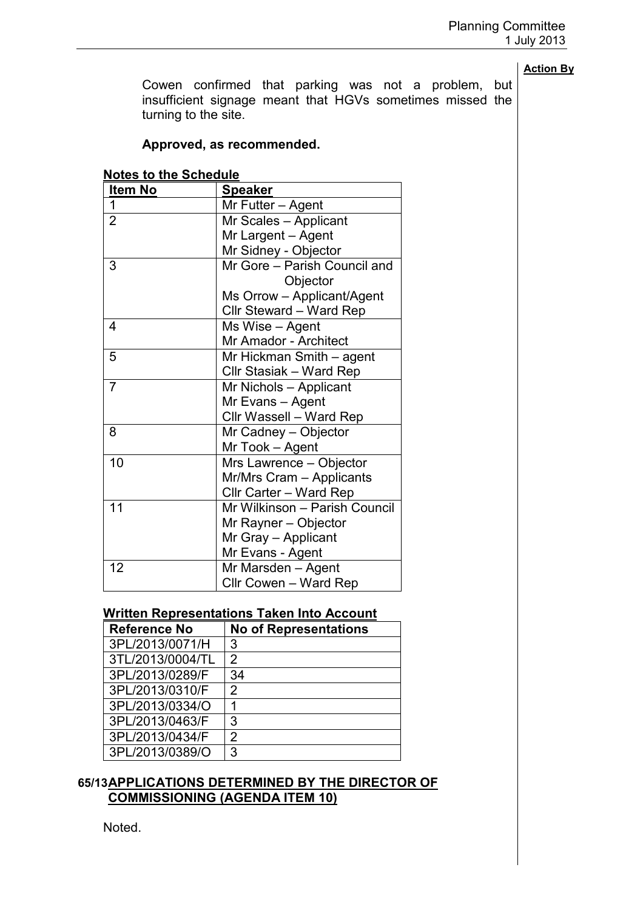**Action By**

Cowen confirmed that parking was not a problem, but insufficient signage meant that HGVs sometimes missed the turning to the site.

**Approved, as recommended.**

**Notes to the Schedule**

| Item No | Speaker |
|---|---|
| 1 | Mr Futter – Agent |
| 2 | Mr Scales – Applicant<br>Mr Largent – Agent<br>Mr Sidney - Objector |
| 3 | Mr Gore – Parish Council and Objector<br>Ms Orrow – Applicant/Agent<br>Cllr Steward – Ward Rep |
| 4 | Ms Wise – Agent<br>Mr Amador - Architect |
| 5 | Mr Hickman Smith – agent<br>Cllr Stasiak – Ward Rep |
| 7 | Mr Nichols – Applicant<br>Mr Evans – Agent<br>Cllr Wassell – Ward Rep |
| 8 | Mr Cadney – Objector<br>Mr Took – Agent |
| 10 | Mrs Lawrence – Objector<br>Mr/Mrs Cram – Applicants<br>Cllr Carter – Ward Rep |
| 11 | Mr Wilkinson – Parish Council<br>Mr Rayner – Objector<br>Mr Gray – Applicant<br>Mr Evans - Agent |
| 12 | Mr Marsden – Agent<br>Cllr Cowen – Ward Rep |

**Written Representations Taken Into Account**

| Reference No | No of Representations |
|---|---|
| 3PL/2013/0071/H | 3 |
| 3TL/2013/0004/TL | 2 |
| 3PL/2013/0289/F | 34 |
| 3PL/2013/0310/F | 2 |
| 3PL/2013/0334/O | 1 |
| 3PL/2013/0463/F | 3 |
| 3PL/2013/0434/F | 2 |
| 3PL/2013/0389/O | 3 |

**65/13 APPLICATIONS DETERMINED BY THE DIRECTOR OF COMMISSIONING (AGENDA ITEM 10)**

Noted.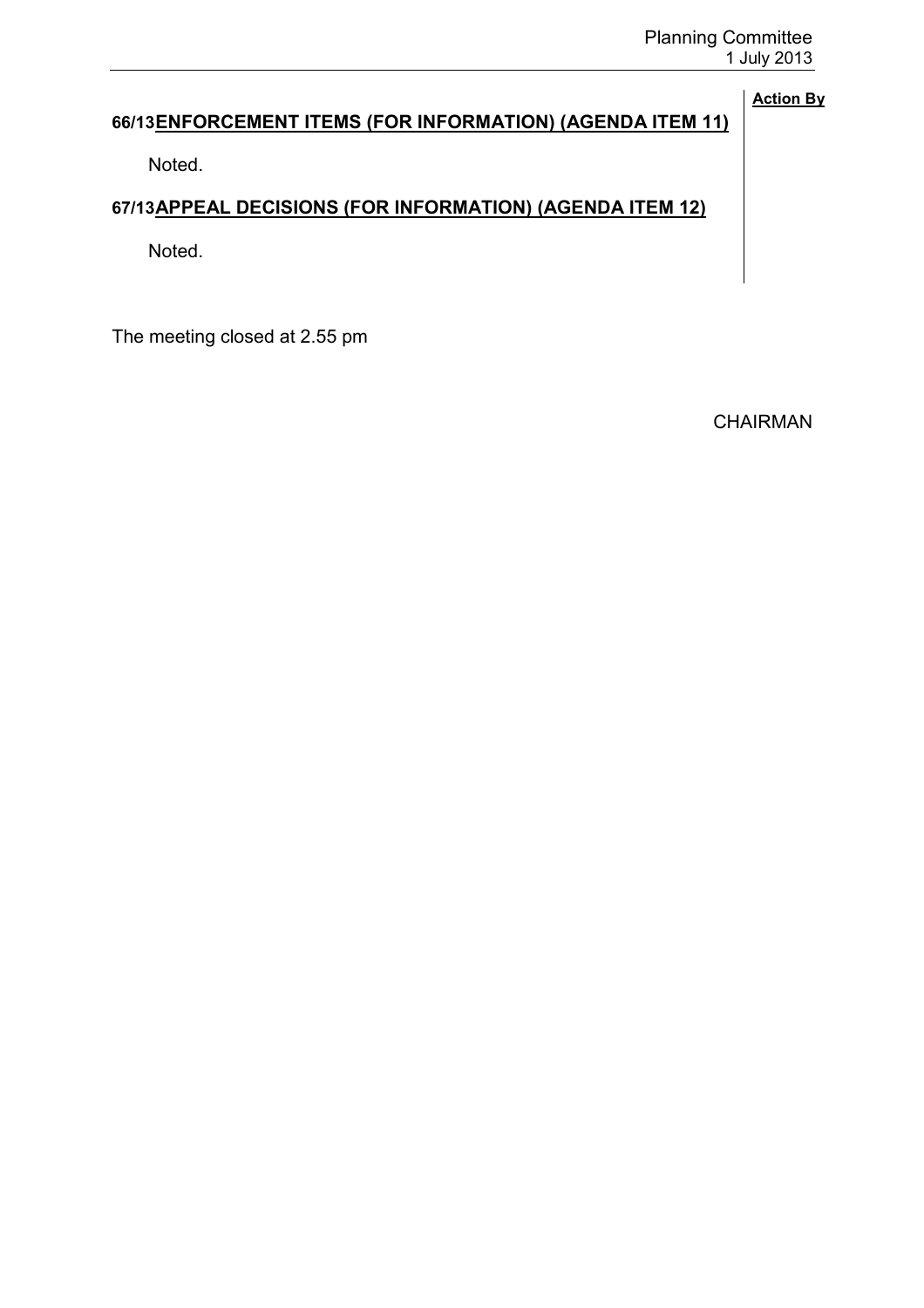**Action By**

### 66/13 ENFORCEMENT ITEMS (FOR INFORMATION) (AGENDA ITEM 11)

Noted.

### 67/13 APPEAL DECISIONS (FOR INFORMATION) (AGENDA ITEM 12)

Noted.

The meeting closed at 2.55 pm

CHAIRMAN